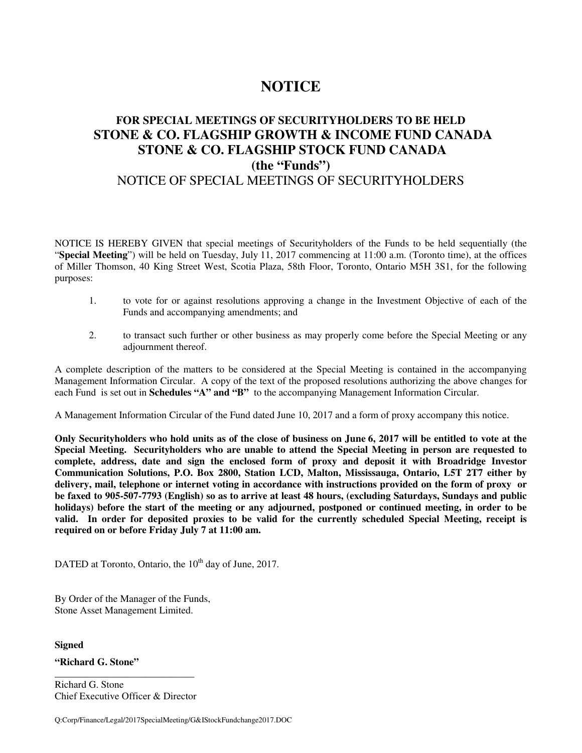# NOTICE

## FOR SPECIAL MEETINGS OF SECURITYHOLDERS TO BE HELD
## STONE & CO. FLAGSHIP GROWTH & INCOME FUND CANADA
## STONE & CO. FLAGSHIP STOCK FUND CANADA
## (the "Funds")

NOTICE OF SPECIAL MEETINGS OF SECURITYHOLDERS

NOTICE IS HEREBY GIVEN that special meetings of Securityholders of the Funds to be held sequentially (the "**Special Meeting**") will be held on Tuesday, July 11, 2017 commencing at 11:00 a.m. (Toronto time), at the offices of Miller Thomson, 40 King Street West, Scotia Plaza, 58th Floor, Toronto, Ontario M5H 3S1, for the following purposes:

1. to vote for or against resolutions approving a change in the Investment Objective of each of the Funds and accompanying amendments; and

2. to transact such further or other business as may properly come before the Special Meeting or any adjournment thereof.

A complete description of the matters to be considered at the Special Meeting is contained in the accompanying Management Information Circular. A copy of the text of the proposed resolutions authorizing the above changes for each Fund is set out in **Schedules "A" and "B"** to the accompanying Management Information Circular.

A Management Information Circular of the Fund dated June 10, 2017 and a form of proxy accompany this notice.

**Only Securityholders who hold units as of the close of business on June 6, 2017 will be entitled to vote at the Special Meeting. Securityholders who are unable to attend the Special Meeting in person are requested to complete, address, date and sign the enclosed form of proxy and deposit it with Broadridge Investor Communication Solutions, P.O. Box 2800, Station LCD, Malton, Mississauga, Ontario, L5T 2T7 either by delivery, mail, telephone or internet voting in accordance with instructions provided on the form of proxy or be faxed to 905-507-7793 (English) so as to arrive at least 48 hours, (excluding Saturdays, Sundays and public holidays) before the start of the meeting or any adjourned, postponed or continued meeting, in order to be valid. In order for deposited proxies to be valid for the currently scheduled Special Meeting, receipt is required on or before Friday July 7 at 11:00 am.**

DATED at Toronto, Ontario, the 10th day of June, 2017.

By Order of the Manager of the Funds,
Stone Asset Management Limited.

**Signed**

**"Richard G. Stone"**

Richard G. Stone
Chief Executive Officer & Director

Q:Corp/Finance/Legal/2017SpecialMeeting/G&IStockFundchange2017.DOC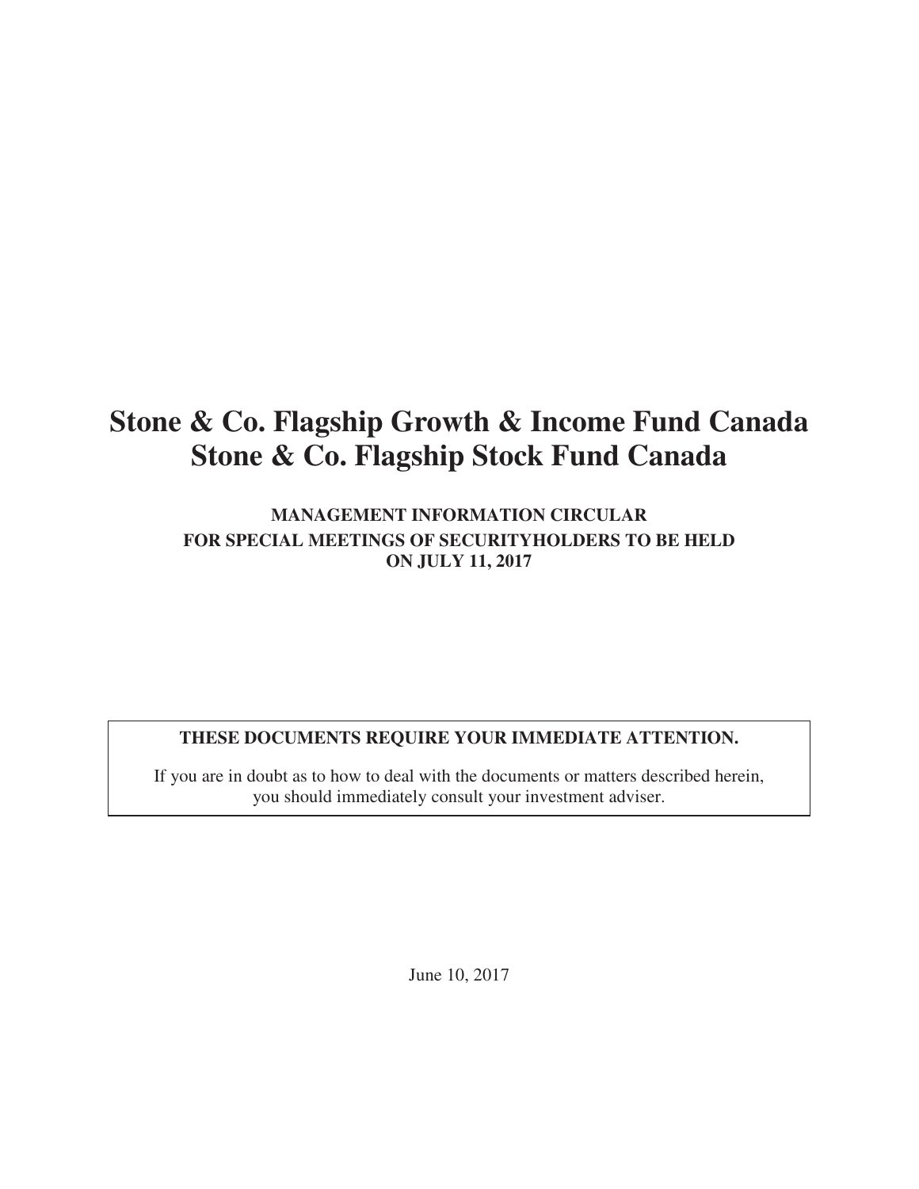# Stone & Co. Flagship Growth & Income Fund Canada
# Stone & Co. Flagship Stock Fund Canada

**MANAGEMENT INFORMATION CIRCULAR**
**FOR SPECIAL MEETINGS OF SECURITYHOLDERS TO BE HELD**
**ON JULY 11, 2017**

**THESE DOCUMENTS REQUIRE YOUR IMMEDIATE ATTENTION.**

If you are in doubt as to how to deal with the documents or matters described herein, you should immediately consult your investment adviser.

June 10, 2017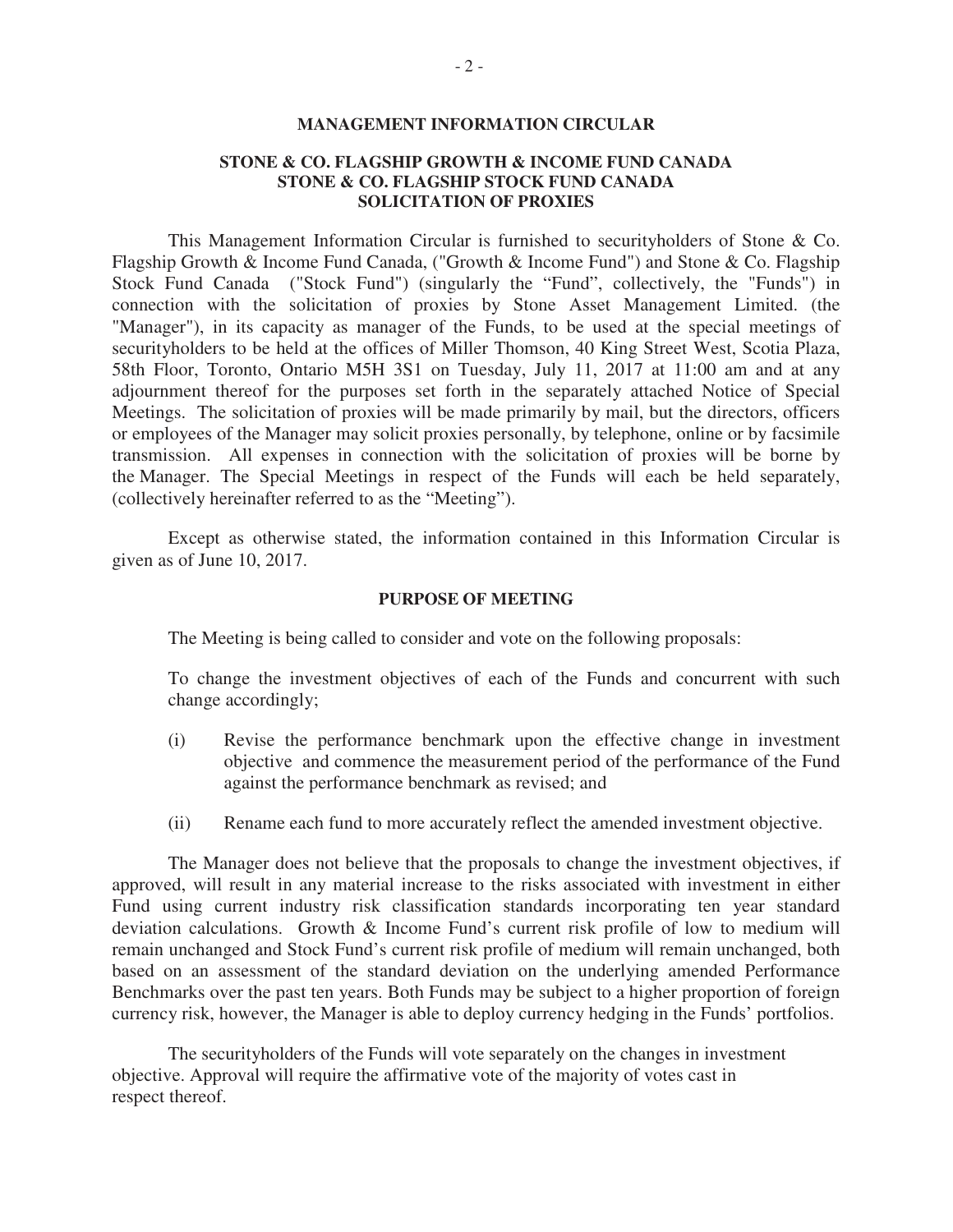## MANAGEMENT INFORMATION CIRCULAR

## STONE & CO. FLAGSHIP GROWTH & INCOME FUND CANADA
## STONE & CO. FLAGSHIP STOCK FUND CANADA
## SOLICITATION OF PROXIES

This Management Information Circular is furnished to securityholders of Stone & Co. Flagship Growth & Income Fund Canada, ("Growth & Income Fund") and Stone & Co. Flagship Stock Fund Canada ("Stock Fund") (singularly the "Fund", collectively, the "Funds") in connection with the solicitation of proxies by Stone Asset Management Limited. (the "Manager"), in its capacity as manager of the Funds, to be used at the special meetings of securityholders to be held at the offices of Miller Thomson, 40 King Street West, Scotia Plaza, 58th Floor, Toronto, Ontario M5H 3S1 on Tuesday, July 11, 2017 at 11:00 am and at any adjournment thereof for the purposes set forth in the separately attached Notice of Special Meetings. The solicitation of proxies will be made primarily by mail, but the directors, officers or employees of the Manager may solicit proxies personally, by telephone, online or by facsimile transmission. All expenses in connection with the solicitation of proxies will be borne by the Manager. The Special Meetings in respect of the Funds will each be held separately, (collectively hereinafter referred to as the "Meeting").

Except as otherwise stated, the information contained in this Information Circular is given as of June 10, 2017.

## PURPOSE OF MEETING

The Meeting is being called to consider and vote on the following proposals:

To change the investment objectives of each of the Funds and concurrent with such change accordingly;

(i) Revise the performance benchmark upon the effective change in investment objective and commence the measurement period of the performance of the Fund against the performance benchmark as revised; and

(ii) Rename each fund to more accurately reflect the amended investment objective.

The Manager does not believe that the proposals to change the investment objectives, if approved, will result in any material increase to the risks associated with investment in either Fund using current industry risk classification standards incorporating ten year standard deviation calculations. Growth & Income Fund's current risk profile of low to medium will remain unchanged and Stock Fund's current risk profile of medium will remain unchanged, both based on an assessment of the standard deviation on the underlying amended Performance Benchmarks over the past ten years. Both Funds may be subject to a higher proportion of foreign currency risk, however, the Manager is able to deploy currency hedging in the Funds' portfolios.

The securityholders of the Funds will vote separately on the changes in investment objective. Approval will require the affirmative vote of the majority of votes cast in respect thereof.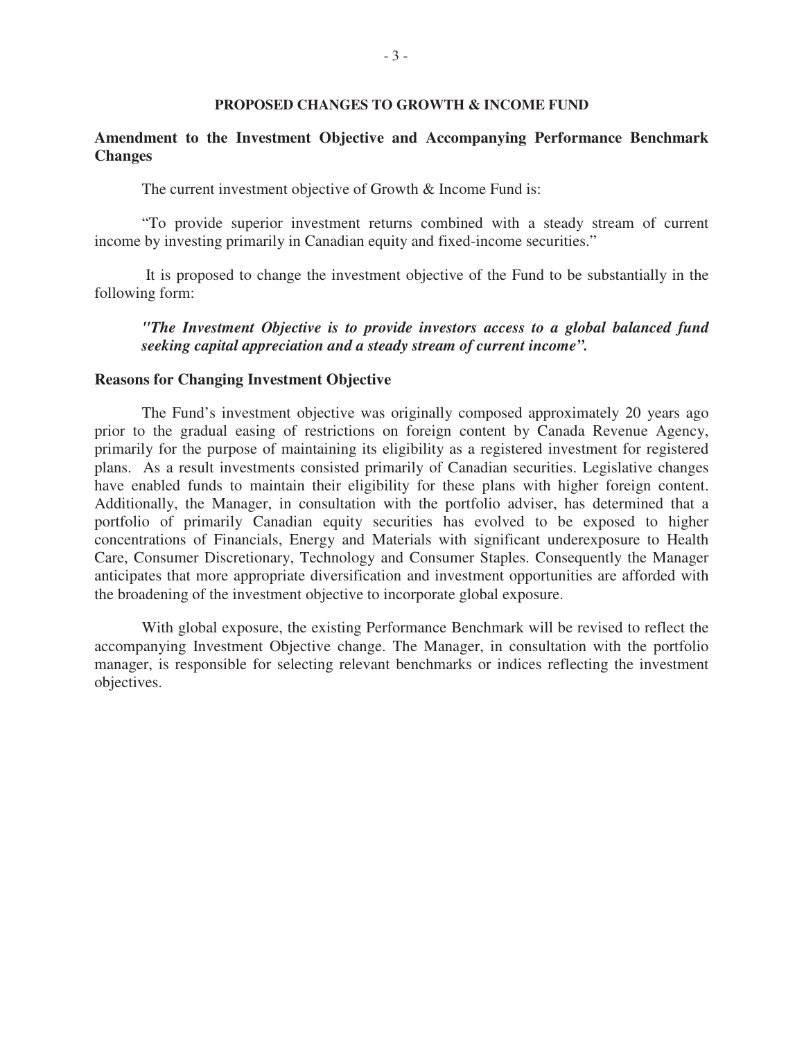## PROPOSED CHANGES TO GROWTH & INCOME FUND

### Amendment to the Investment Objective and Accompanying Performance Benchmark Changes

The current investment objective of Growth & Income Fund is:

"To provide superior investment returns combined with a steady stream of current income by investing primarily in Canadian equity and fixed-income securities."

It is proposed to change the investment objective of the Fund to be substantially in the following form:

***"The Investment Objective is to provide investors access to a global balanced fund seeking capital appreciation and a steady stream of current income".***

### Reasons for Changing Investment Objective

The Fund's investment objective was originally composed approximately 20 years ago prior to the gradual easing of restrictions on foreign content by Canada Revenue Agency, primarily for the purpose of maintaining its eligibility as a registered investment for registered plans. As a result investments consisted primarily of Canadian securities. Legislative changes have enabled funds to maintain their eligibility for these plans with higher foreign content. Additionally, the Manager, in consultation with the portfolio adviser, has determined that a portfolio of primarily Canadian equity securities has evolved to be exposed to higher concentrations of Financials, Energy and Materials with significant underexposure to Health Care, Consumer Discretionary, Technology and Consumer Staples. Consequently the Manager anticipates that more appropriate diversification and investment opportunities are afforded with the broadening of the investment objective to incorporate global exposure.

With global exposure, the existing Performance Benchmark will be revised to reflect the accompanying Investment Objective change. The Manager, in consultation with the portfolio manager, is responsible for selecting relevant benchmarks or indices reflecting the investment objectives.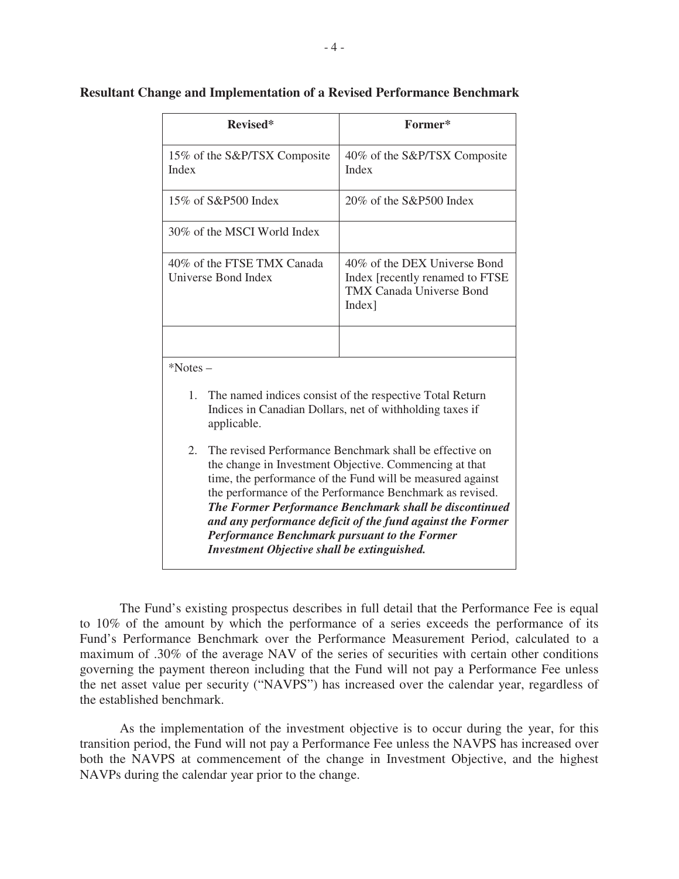**Resultant Change and Implementation of a Revised Performance Benchmark**

| Revised* | Former* |
|---|---|
| 15% of the S&P/TSX Composite Index | 40% of the S&P/TSX Composite Index |
| 15% of S&P500 Index | 20% of the S&P500 Index |
| 30% of the MSCI World Index | |
| 40% of the FTSE TMX Canada Universe Bond Index | 40% of the DEX Universe Bond Index [recently renamed to FTSE TMX Canada Universe Bond Index] |
| | |

*Notes –

1. The named indices consist of the respective Total Return Indices in Canadian Dollars, net of withholding taxes if applicable.

2. The revised Performance Benchmark shall be effective on the change in Investment Objective. Commencing at that time, the performance of the Fund will be measured against the performance of the Performance Benchmark as revised. ***The Former Performance Benchmark shall be discontinued and any performance deficit of the fund against the Former Performance Benchmark pursuant to the Former Investment Objective shall be extinguished.***

The Fund's existing prospectus describes in full detail that the Performance Fee is equal to 10% of the amount by which the performance of a series exceeds the performance of its Fund's Performance Benchmark over the Performance Measurement Period, calculated to a maximum of .30% of the average NAV of the series of securities with certain other conditions governing the payment thereon including that the Fund will not pay a Performance Fee unless the net asset value per security ("NAVPS") has increased over the calendar year, regardless of the established benchmark.

As the implementation of the investment objective is to occur during the year, for this transition period, the Fund will not pay a Performance Fee unless the NAVPS has increased over both the NAVPS at commencement of the change in Investment Objective, and the highest NAVPs during the calendar year prior to the change.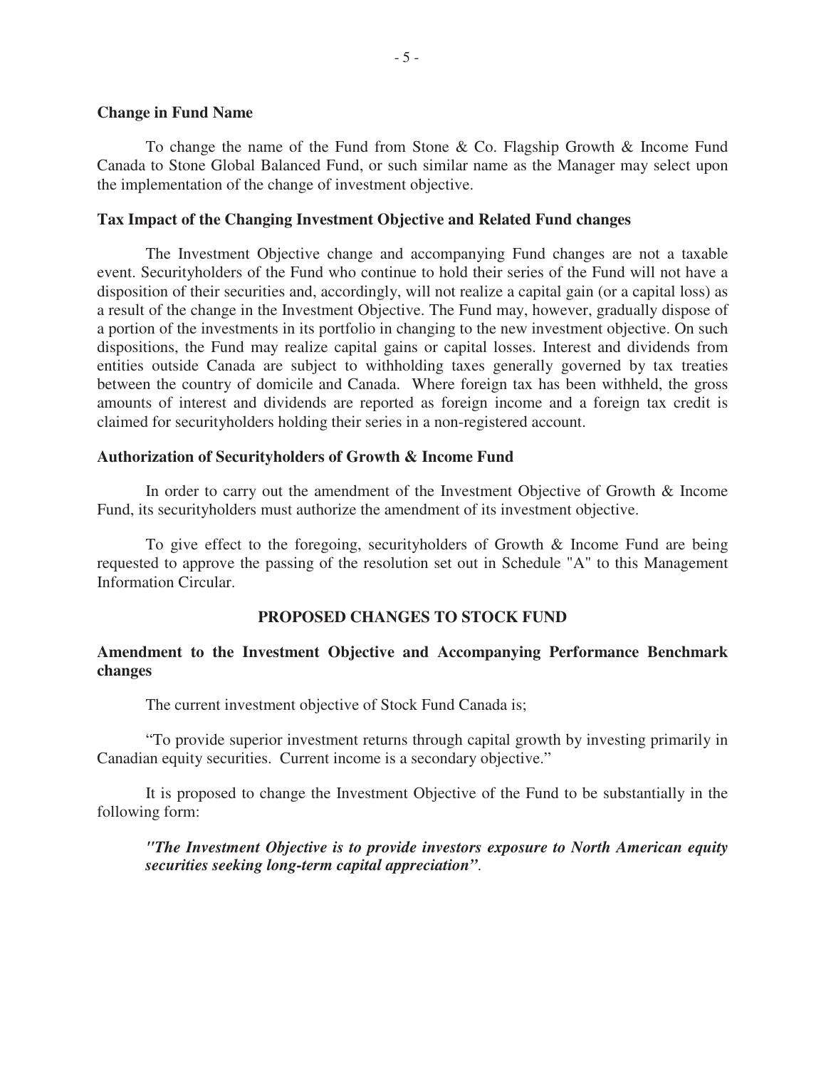**Change in Fund Name**

To change the name of the Fund from Stone & Co. Flagship Growth & Income Fund Canada to Stone Global Balanced Fund, or such similar name as the Manager may select upon the implementation of the change of investment objective.

**Tax Impact of the Changing Investment Objective and Related Fund changes**

The Investment Objective change and accompanying Fund changes are not a taxable event. Securityholders of the Fund who continue to hold their series of the Fund will not have a disposition of their securities and, accordingly, will not realize a capital gain (or a capital loss) as a result of the change in the Investment Objective. The Fund may, however, gradually dispose of a portion of the investments in its portfolio in changing to the new investment objective. On such dispositions, the Fund may realize capital gains or capital losses. Interest and dividends from entities outside Canada are subject to withholding taxes generally governed by tax treaties between the country of domicile and Canada. Where foreign tax has been withheld, the gross amounts of interest and dividends are reported as foreign income and a foreign tax credit is claimed for securityholders holding their series in a non-registered account.

**Authorization of Securityholders of Growth & Income Fund**

In order to carry out the amendment of the Investment Objective of Growth & Income Fund, its securityholders must authorize the amendment of its investment objective.

To give effect to the foregoing, securityholders of Growth & Income Fund are being requested to approve the passing of the resolution set out in Schedule "A" to this Management Information Circular.

## PROPOSED CHANGES TO STOCK FUND

**Amendment to the Investment Objective and Accompanying Performance Benchmark changes**

The current investment objective of Stock Fund Canada is;

"To provide superior investment returns through capital growth by investing primarily in Canadian equity securities. Current income is a secondary objective."

It is proposed to change the Investment Objective of the Fund to be substantially in the following form:

> ***"The Investment Objective is to provide investors exposure to North American equity securities seeking long-term capital appreciation"***.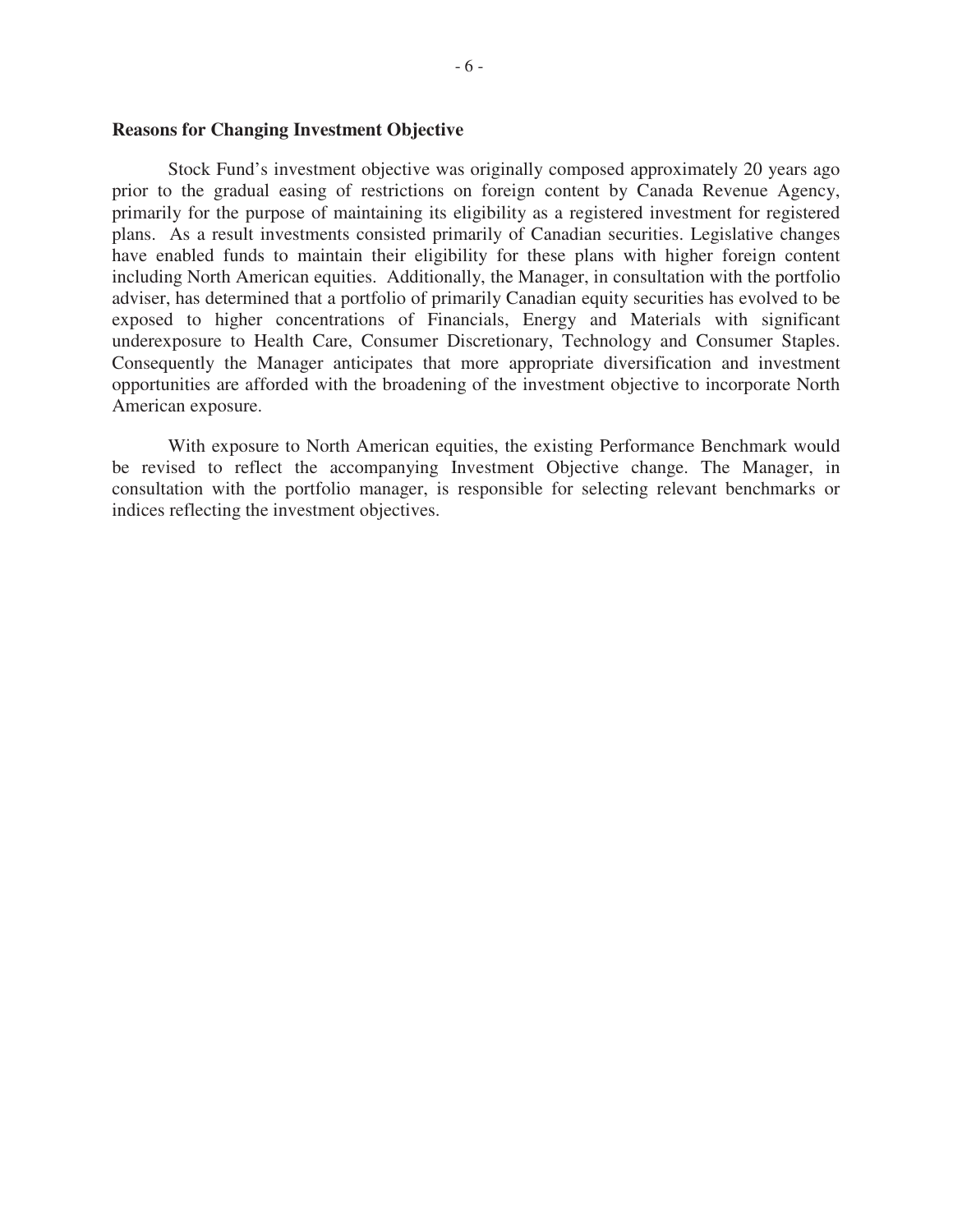**Reasons for Changing Investment Objective**

Stock Fund's investment objective was originally composed approximately 20 years ago prior to the gradual easing of restrictions on foreign content by Canada Revenue Agency, primarily for the purpose of maintaining its eligibility as a registered investment for registered plans. As a result investments consisted primarily of Canadian securities. Legislative changes have enabled funds to maintain their eligibility for these plans with higher foreign content including North American equities. Additionally, the Manager, in consultation with the portfolio adviser, has determined that a portfolio of primarily Canadian equity securities has evolved to be exposed to higher concentrations of Financials, Energy and Materials with significant underexposure to Health Care, Consumer Discretionary, Technology and Consumer Staples. Consequently the Manager anticipates that more appropriate diversification and investment opportunities are afforded with the broadening of the investment objective to incorporate North American exposure.

With exposure to North American equities, the existing Performance Benchmark would be revised to reflect the accompanying Investment Objective change. The Manager, in consultation with the portfolio manager, is responsible for selecting relevant benchmarks or indices reflecting the investment objectives.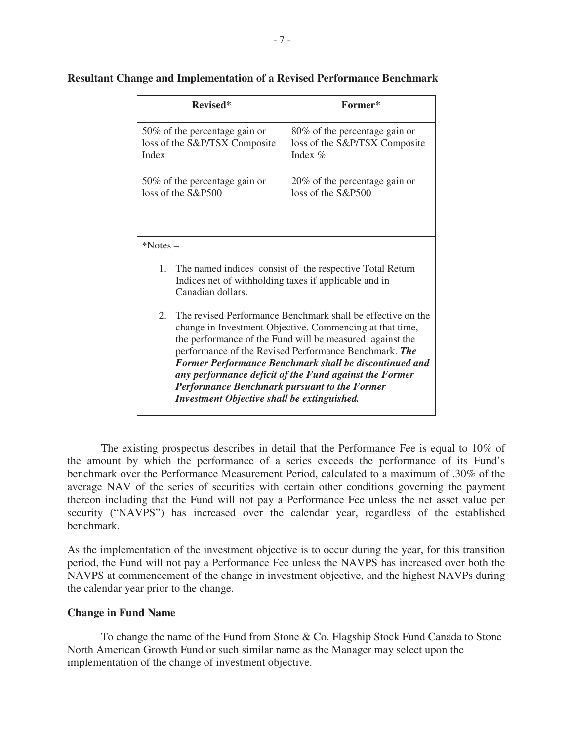**Resultant Change and Implementation of a Revised Performance Benchmark**

| Revised* | Former* |
|---|---|
| 50% of the percentage gain or loss of the S&P/TSX Composite Index | 80% of the percentage gain or loss of the S&P/TSX Composite Index % |
| 50% of the percentage gain or loss of the S&P500 | 20% of the percentage gain or loss of the S&P500 |
| | |

*Notes –

1. The named indices consist of the respective Total Return Indices net of withholding taxes if applicable and in Canadian dollars.

2. The revised Performance Benchmark shall be effective on the change in Investment Objective. Commencing at that time, the performance of the Fund will be measured against the performance of the Revised Performance Benchmark. ***The Former Performance Benchmark shall be discontinued and any performance deficit of the Fund against the Former Performance Benchmark pursuant to the Former Investment Objective shall be extinguished.***

The existing prospectus describes in detail that the Performance Fee is equal to 10% of the amount by which the performance of a series exceeds the performance of its Fund's benchmark over the Performance Measurement Period, calculated to a maximum of .30% of the average NAV of the series of securities with certain other conditions governing the payment thereon including that the Fund will not pay a Performance Fee unless the net asset value per security ("NAVPS") has increased over the calendar year, regardless of the established benchmark.

As the implementation of the investment objective is to occur during the year, for this transition period, the Fund will not pay a Performance Fee unless the NAVPS has increased over both the NAVPS at commencement of the change in investment objective, and the highest NAVPs during the calendar year prior to the change.

**Change in Fund Name**

To change the name of the Fund from Stone & Co. Flagship Stock Fund Canada to Stone North American Growth Fund or such similar name as the Manager may select upon the implementation of the change of investment objective.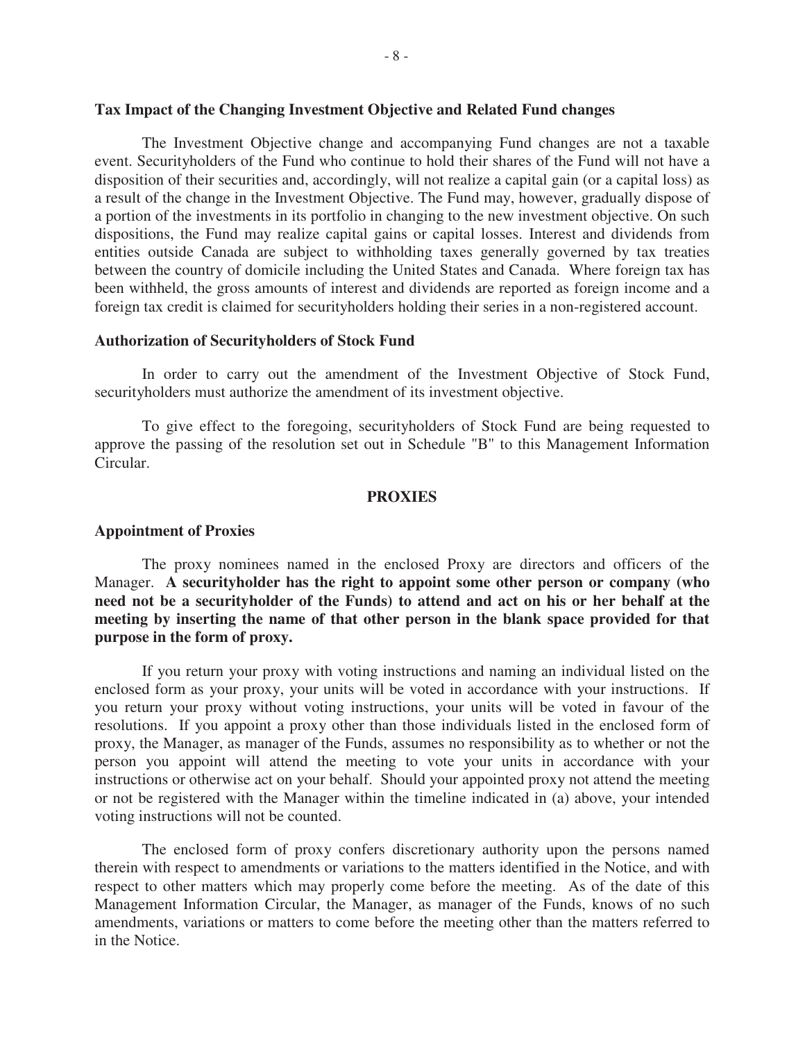**Tax Impact of the Changing Investment Objective and Related Fund changes**

The Investment Objective change and accompanying Fund changes are not a taxable event. Securityholders of the Fund who continue to hold their shares of the Fund will not have a disposition of their securities and, accordingly, will not realize a capital gain (or a capital loss) as a result of the change in the Investment Objective. The Fund may, however, gradually dispose of a portion of the investments in its portfolio in changing to the new investment objective. On such dispositions, the Fund may realize capital gains or capital losses. Interest and dividends from entities outside Canada are subject to withholding taxes generally governed by tax treaties between the country of domicile including the United States and Canada. Where foreign tax has been withheld, the gross amounts of interest and dividends are reported as foreign income and a foreign tax credit is claimed for securityholders holding their series in a non-registered account.

**Authorization of Securityholders of Stock Fund**

In order to carry out the amendment of the Investment Objective of Stock Fund, securityholders must authorize the amendment of its investment objective.

To give effect to the foregoing, securityholders of Stock Fund are being requested to approve the passing of the resolution set out in Schedule "B" to this Management Information Circular.

## PROXIES

**Appointment of Proxies**

The proxy nominees named in the enclosed Proxy are directors and officers of the Manager. **A securityholder has the right to appoint some other person or company (who need not be a securityholder of the Funds) to attend and act on his or her behalf at the meeting by inserting the name of that other person in the blank space provided for that purpose in the form of proxy.**

If you return your proxy with voting instructions and naming an individual listed on the enclosed form as your proxy, your units will be voted in accordance with your instructions. If you return your proxy without voting instructions, your units will be voted in favour of the resolutions. If you appoint a proxy other than those individuals listed in the enclosed form of proxy, the Manager, as manager of the Funds, assumes no responsibility as to whether or not the person you appoint will attend the meeting to vote your units in accordance with your instructions or otherwise act on your behalf. Should your appointed proxy not attend the meeting or not be registered with the Manager within the timeline indicated in (a) above, your intended voting instructions will not be counted.

The enclosed form of proxy confers discretionary authority upon the persons named therein with respect to amendments or variations to the matters identified in the Notice, and with respect to other matters which may properly come before the meeting. As of the date of this Management Information Circular, the Manager, as manager of the Funds, knows of no such amendments, variations or matters to come before the meeting other than the matters referred to in the Notice.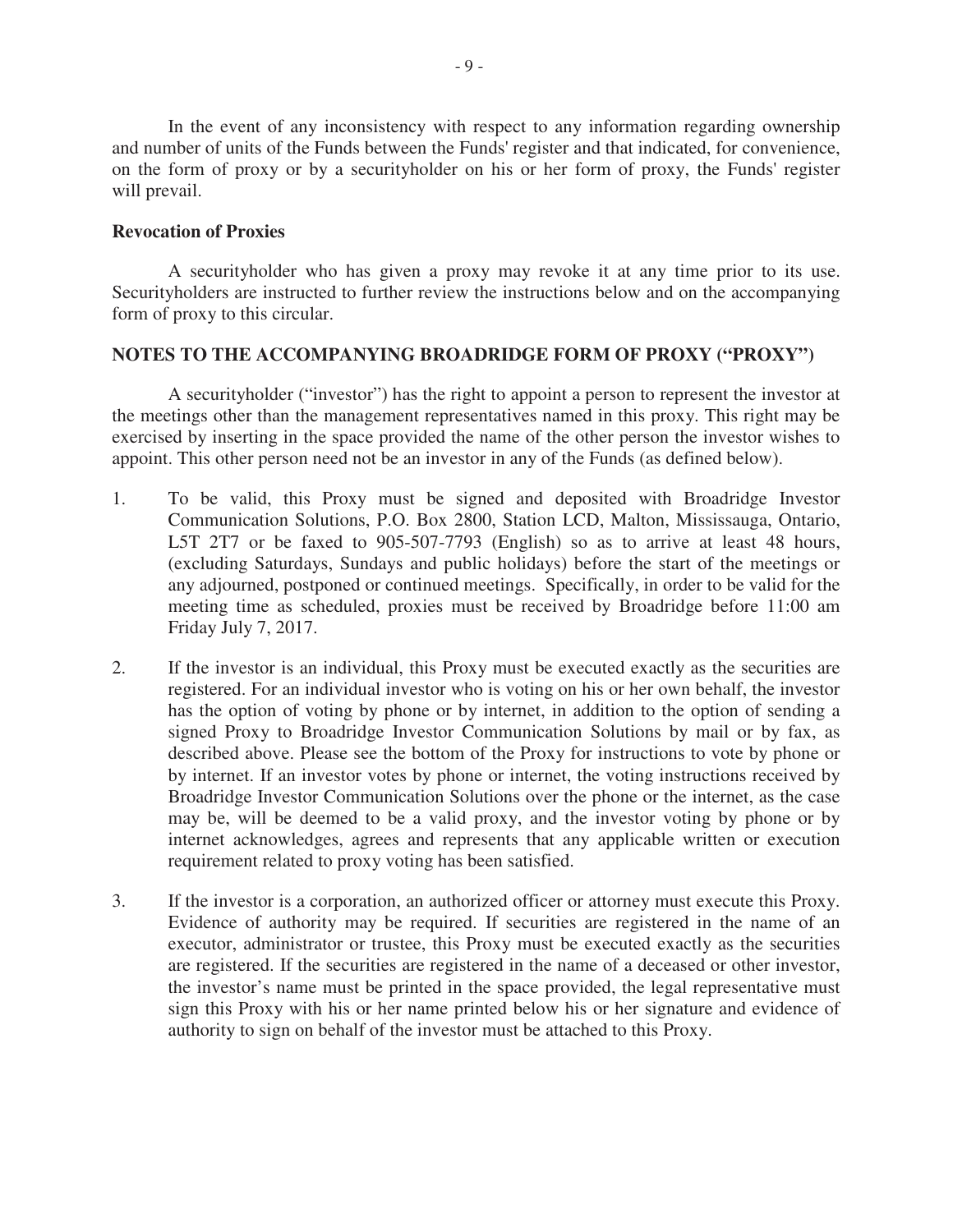In the event of any inconsistency with respect to any information regarding ownership and number of units of the Funds between the Funds' register and that indicated, for convenience, on the form of proxy or by a securityholder on his or her form of proxy, the Funds' register will prevail.

**Revocation of Proxies**

A securityholder who has given a proxy may revoke it at any time prior to its use. Securityholders are instructed to further review the instructions below and on the accompanying form of proxy to this circular.

**NOTES TO THE ACCOMPANYING BROADRIDGE FORM OF PROXY ("PROXY")**

A securityholder ("investor") has the right to appoint a person to represent the investor at the meetings other than the management representatives named in this proxy. This right may be exercised by inserting in the space provided the name of the other person the investor wishes to appoint. This other person need not be an investor in any of the Funds (as defined below).

1. To be valid, this Proxy must be signed and deposited with Broadridge Investor Communication Solutions, P.O. Box 2800, Station LCD, Malton, Mississauga, Ontario, L5T 2T7 or be faxed to 905-507-7793 (English) so as to arrive at least 48 hours, (excluding Saturdays, Sundays and public holidays) before the start of the meetings or any adjourned, postponed or continued meetings. Specifically, in order to be valid for the meeting time as scheduled, proxies must be received by Broadridge before 11:00 am Friday July 7, 2017.

2. If the investor is an individual, this Proxy must be executed exactly as the securities are registered. For an individual investor who is voting on his or her own behalf, the investor has the option of voting by phone or by internet, in addition to the option of sending a signed Proxy to Broadridge Investor Communication Solutions by mail or by fax, as described above. Please see the bottom of the Proxy for instructions to vote by phone or by internet. If an investor votes by phone or internet, the voting instructions received by Broadridge Investor Communication Solutions over the phone or the internet, as the case may be, will be deemed to be a valid proxy, and the investor voting by phone or by internet acknowledges, agrees and represents that any applicable written or execution requirement related to proxy voting has been satisfied.

3. If the investor is a corporation, an authorized officer or attorney must execute this Proxy. Evidence of authority may be required. If securities are registered in the name of an executor, administrator or trustee, this Proxy must be executed exactly as the securities are registered. If the securities are registered in the name of a deceased or other investor, the investor's name must be printed in the space provided, the legal representative must sign this Proxy with his or her name printed below his or her signature and evidence of authority to sign on behalf of the investor must be attached to this Proxy.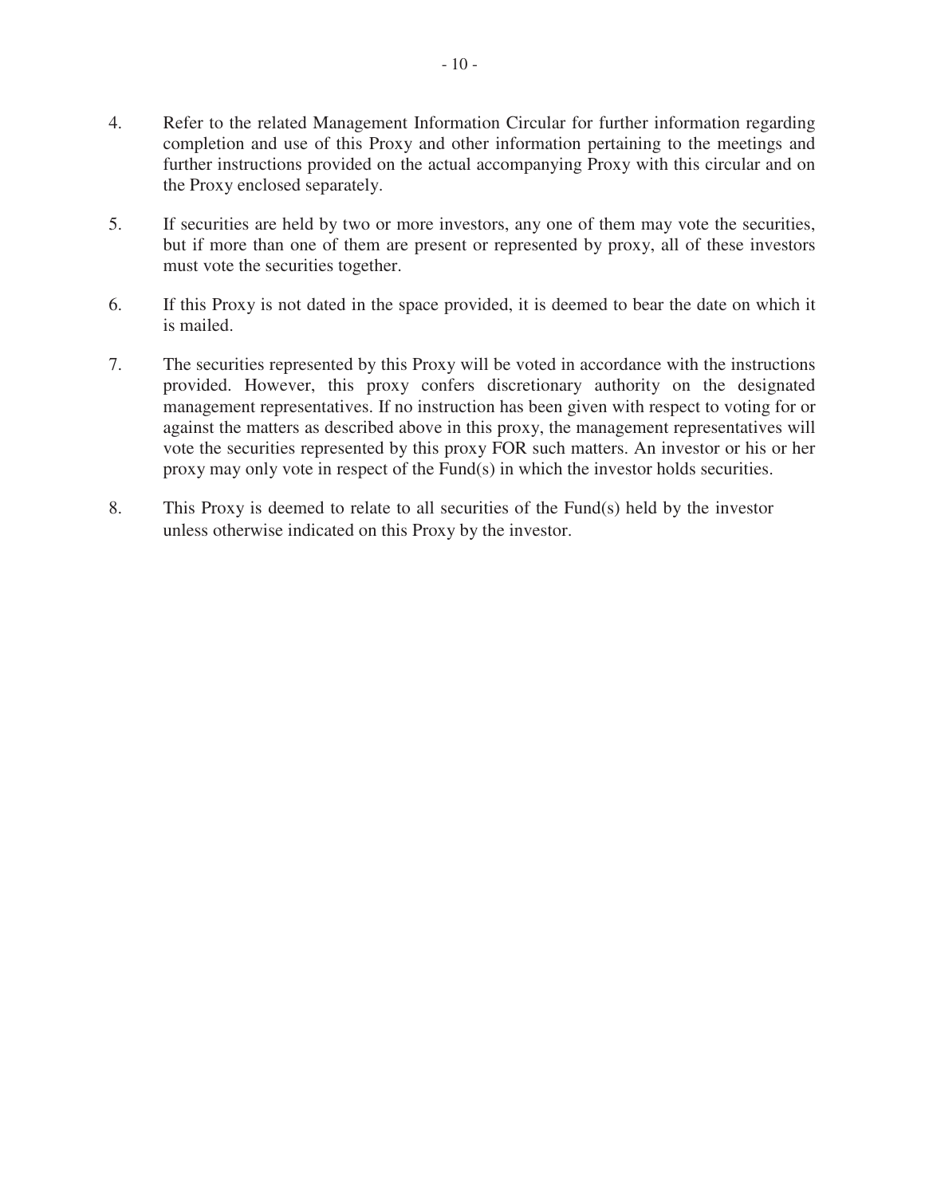4. Refer to the related Management Information Circular for further information regarding completion and use of this Proxy and other information pertaining to the meetings and further instructions provided on the actual accompanying Proxy with this circular and on the Proxy enclosed separately.

5. If securities are held by two or more investors, any one of them may vote the securities, but if more than one of them are present or represented by proxy, all of these investors must vote the securities together.

6. If this Proxy is not dated in the space provided, it is deemed to bear the date on which it is mailed.

7. The securities represented by this Proxy will be voted in accordance with the instructions provided. However, this proxy confers discretionary authority on the designated management representatives. If no instruction has been given with respect to voting for or against the matters as described above in this proxy, the management representatives will vote the securities represented by this proxy FOR such matters. An investor or his or her proxy may only vote in respect of the Fund(s) in which the investor holds securities.

8. This Proxy is deemed to relate to all securities of the Fund(s) held by the investor unless otherwise indicated on this Proxy by the investor.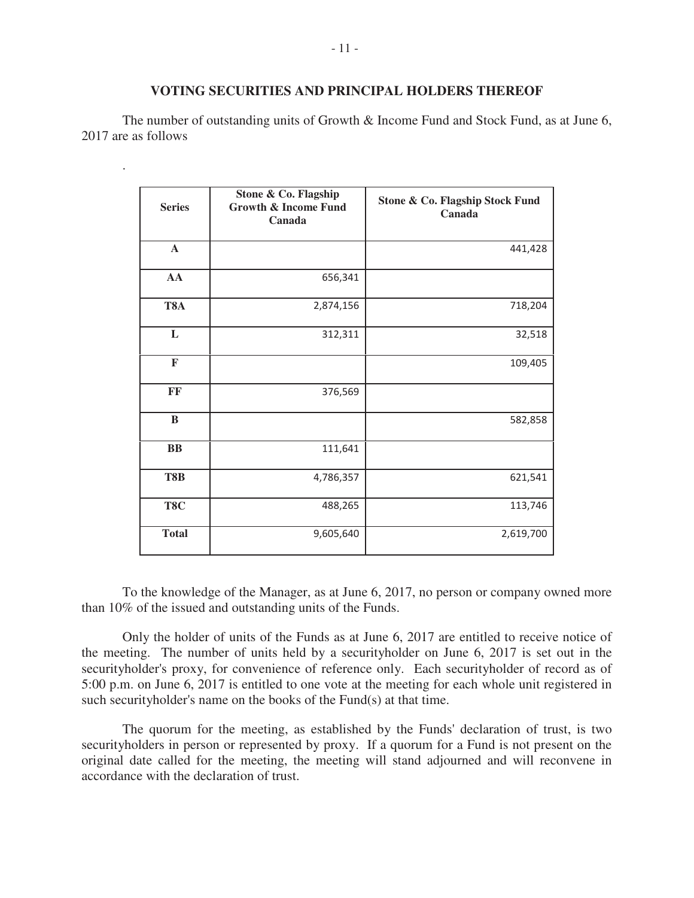## VOTING SECURITIES AND PRINCIPAL HOLDERS THEREOF

The number of outstanding units of Growth & Income Fund and Stock Fund, as at June 6, 2017 are as follows

.

| Series | Stone & Co. Flagship Growth & Income Fund Canada | Stone & Co. Flagship Stock Fund Canada |
|---|---|---|
| **A** | | 441,428 |
| **AA** | 656,341 | |
| **T8A** | 2,874,156 | 718,204 |
| **L** | 312,311 | 32,518 |
| **F** | | 109,405 |
| **FF** | 376,569 | |
| **B** | | 582,858 |
| **BB** | 111,641 | |
| **T8B** | 4,786,357 | 621,541 |
| **T8C** | 488,265 | 113,746 |
| **Total** | 9,605,640 | 2,619,700 |

To the knowledge of the Manager, as at June 6, 2017, no person or company owned more than 10% of the issued and outstanding units of the Funds.

Only the holder of units of the Funds as at June 6, 2017 are entitled to receive notice of the meeting. The number of units held by a securityholder on June 6, 2017 is set out in the securityholder's proxy, for convenience of reference only. Each securityholder of record as of 5:00 p.m. on June 6, 2017 is entitled to one vote at the meeting for each whole unit registered in such securityholder's name on the books of the Fund(s) at that time.

The quorum for the meeting, as established by the Funds' declaration of trust, is two securityholders in person or represented by proxy. If a quorum for a Fund is not present on the original date called for the meeting, the meeting will stand adjourned and will reconvene in accordance with the declaration of trust.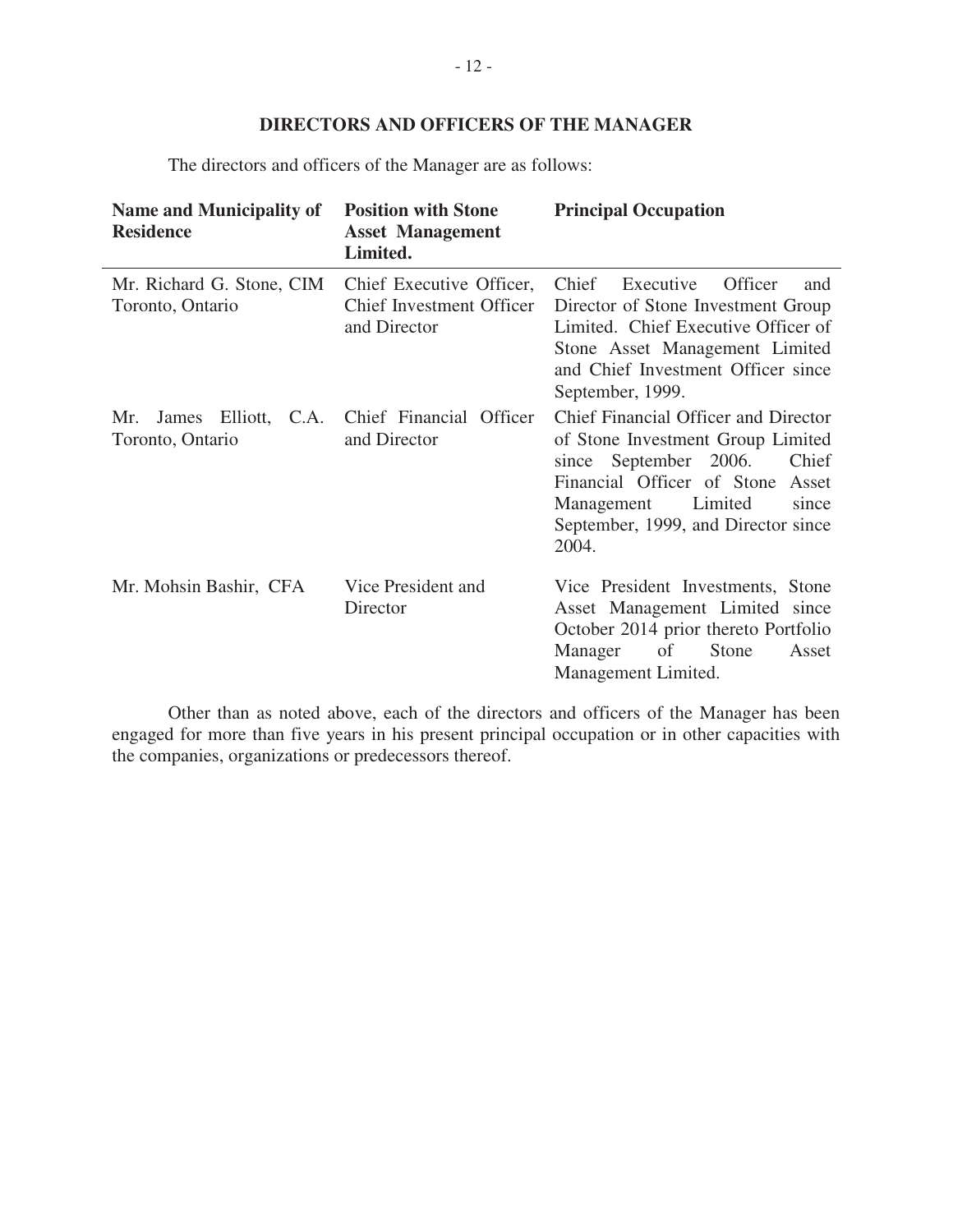## DIRECTORS AND OFFICERS OF THE MANAGER

The directors and officers of the Manager are as follows:

| Name and Municipality of Residence | Position with Stone Asset Management Limited. | Principal Occupation |
|---|---|---|
| Mr. Richard G. Stone, CIM Toronto, Ontario | Chief Executive Officer, Chief Investment Officer and Director | Chief Executive Officer and Director of Stone Investment Group Limited. Chief Executive Officer of Stone Asset Management Limited and Chief Investment Officer since September, 1999. |
| Mr. James Elliott, C.A. Toronto, Ontario | Chief Financial Officer and Director | Chief Financial Officer and Director of Stone Investment Group Limited since September 2006. Chief Financial Officer of Stone Asset Management Limited since September, 1999, and Director since 2004. |
| Mr. Mohsin Bashir, CFA | Vice President and Director | Vice President Investments, Stone Asset Management Limited since October 2014 prior thereto Portfolio Manager of Stone Asset Management Limited. |

Other than as noted above, each of the directors and officers of the Manager has been engaged for more than five years in his present principal occupation or in other capacities with the companies, organizations or predecessors thereof.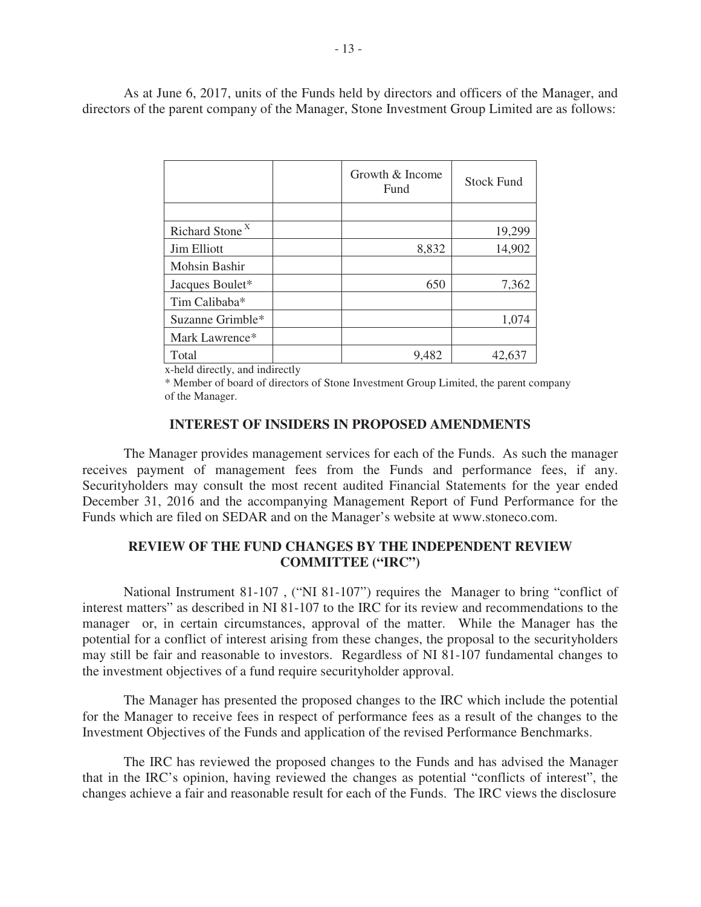As at June 6, 2017, units of the Funds held by directors and officers of the Manager, and directors of the parent company of the Manager, Stone Investment Group Limited are as follows:

| | | Growth & Income Fund | Stock Fund |
|---|---|---|---|
| | | | |
| Richard Stone [x] | | | 19,299 |
| Jim Elliott | | 8,832 | 14,902 |
| Mohsin Bashir | | | |
| Jacques Boulet* | | 650 | 7,362 |
| Tim Calibaba* | | | |
| Suzanne Grimble* | | | 1,074 |
| Mark Lawrence* | | | |
| Total | | 9,482 | 42,637 |

x-held directly, and indirectly

\* Member of board of directors of Stone Investment Group Limited, the parent company of the Manager.

## INTEREST OF INSIDERS IN PROPOSED AMENDMENTS

The Manager provides management services for each of the Funds. As such the manager receives payment of management fees from the Funds and performance fees, if any. Securityholders may consult the most recent audited Financial Statements for the year ended December 31, 2016 and the accompanying Management Report of Fund Performance for the Funds which are filed on SEDAR and on the Manager's website at www.stoneco.com.

## REVIEW OF THE FUND CHANGES BY THE INDEPENDENT REVIEW COMMITTEE ("IRC")

National Instrument 81-107 , ("NI 81-107") requires the Manager to bring "conflict of interest matters" as described in NI 81-107 to the IRC for its review and recommendations to the manager or, in certain circumstances, approval of the matter. While the Manager has the potential for a conflict of interest arising from these changes, the proposal to the securityholders may still be fair and reasonable to investors. Regardless of NI 81-107 fundamental changes to the investment objectives of a fund require securityholder approval.

The Manager has presented the proposed changes to the IRC which include the potential for the Manager to receive fees in respect of performance fees as a result of the changes to the Investment Objectives of the Funds and application of the revised Performance Benchmarks.

The IRC has reviewed the proposed changes to the Funds and has advised the Manager that in the IRC's opinion, having reviewed the changes as potential "conflicts of interest", the changes achieve a fair and reasonable result for each of the Funds. The IRC views the disclosure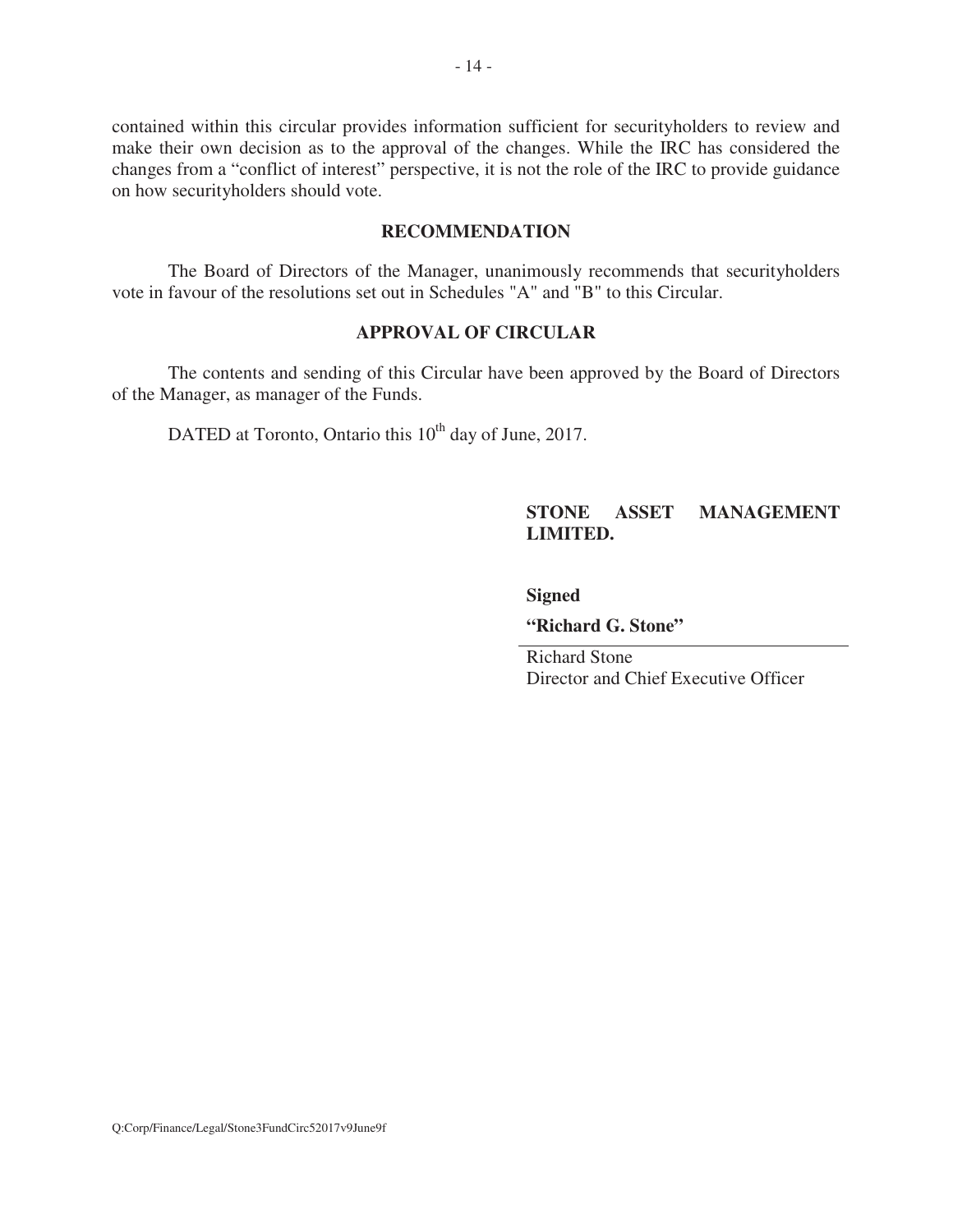contained within this circular provides information sufficient for securityholders to review and make their own decision as to the approval of the changes. While the IRC has considered the changes from a "conflict of interest" perspective, it is not the role of the IRC to provide guidance on how securityholders should vote.

## RECOMMENDATION

The Board of Directors of the Manager, unanimously recommends that securityholders vote in favour of the resolutions set out in Schedules "A" and "B" to this Circular.

## APPROVAL OF CIRCULAR

The contents and sending of this Circular have been approved by the Board of Directors of the Manager, as manager of the Funds.

DATED at Toronto, Ontario this 10th day of June, 2017.

**STONE ASSET MANAGEMENT LIMITED.**

**Signed**

**"Richard G. Stone"**

Richard Stone
Director and Chief Executive Officer

Q:Corp/Finance/Legal/Stone3FundCirc52017v9June9f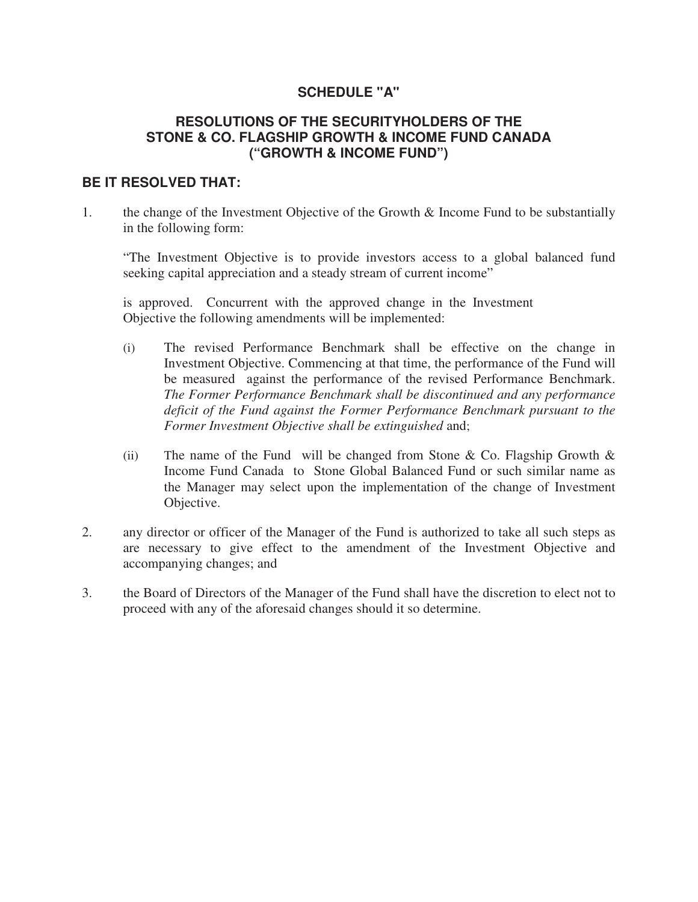## SCHEDULE "A"

## RESOLUTIONS OF THE SECURITYHOLDERS OF THE STONE & CO. FLAGSHIP GROWTH & INCOME FUND CANADA ("GROWTH & INCOME FUND")

**BE IT RESOLVED THAT:**

1. the change of the Investment Objective of the Growth & Income Fund to be substantially in the following form:

   "The Investment Objective is to provide investors access to a global balanced fund seeking capital appreciation and a steady stream of current income"

   is approved. Concurrent with the approved change in the Investment Objective the following amendments will be implemented:

   (i) The revised Performance Benchmark shall be effective on the change in Investment Objective. Commencing at that time, the performance of the Fund will be measured against the performance of the revised Performance Benchmark. *The Former Performance Benchmark shall be discontinued and any performance deficit of the Fund against the Former Performance Benchmark pursuant to the Former Investment Objective shall be extinguished* and;

   (ii) The name of the Fund will be changed from Stone & Co. Flagship Growth & Income Fund Canada to Stone Global Balanced Fund or such similar name as the Manager may select upon the implementation of the change of Investment Objective.

2. any director or officer of the Manager of the Fund is authorized to take all such steps as are necessary to give effect to the amendment of the Investment Objective and accompanying changes; and

3. the Board of Directors of the Manager of the Fund shall have the discretion to elect not to proceed with any of the aforesaid changes should it so determine.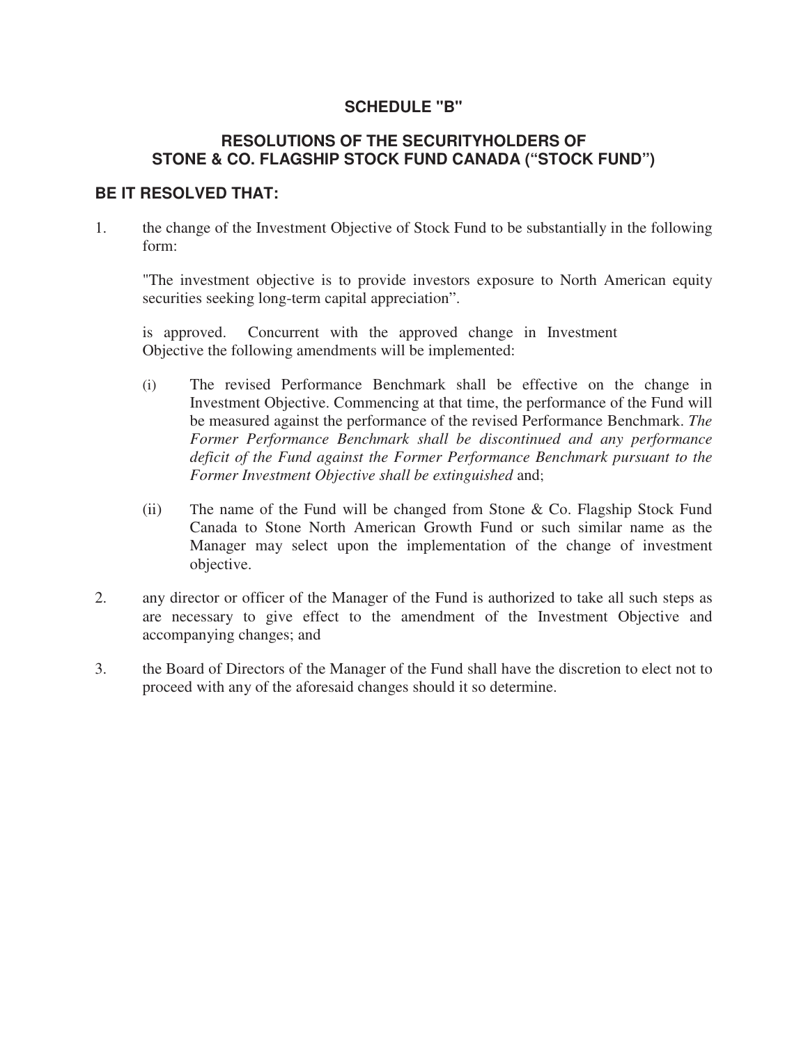## SCHEDULE "B"

## RESOLUTIONS OF THE SECURITYHOLDERS OF STONE & CO. FLAGSHIP STOCK FUND CANADA ("STOCK FUND")

### BE IT RESOLVED THAT:

1. the change of the Investment Objective of Stock Fund to be substantially in the following form:

   "The investment objective is to provide investors exposure to North American equity securities seeking long-term capital appreciation".

   is approved. Concurrent with the approved change in Investment Objective the following amendments will be implemented:

   (i) The revised Performance Benchmark shall be effective on the change in Investment Objective. Commencing at that time, the performance of the Fund will be measured against the performance of the revised Performance Benchmark. *The Former Performance Benchmark shall be discontinued and any performance deficit of the Fund against the Former Performance Benchmark pursuant to the Former Investment Objective shall be extinguished* and;

   (ii) The name of the Fund will be changed from Stone & Co. Flagship Stock Fund Canada to Stone North American Growth Fund or such similar name as the Manager may select upon the implementation of the change of investment objective.

2. any director or officer of the Manager of the Fund is authorized to take all such steps as are necessary to give effect to the amendment of the Investment Objective and accompanying changes; and

3. the Board of Directors of the Manager of the Fund shall have the discretion to elect not to proceed with any of the aforesaid changes should it so determine.